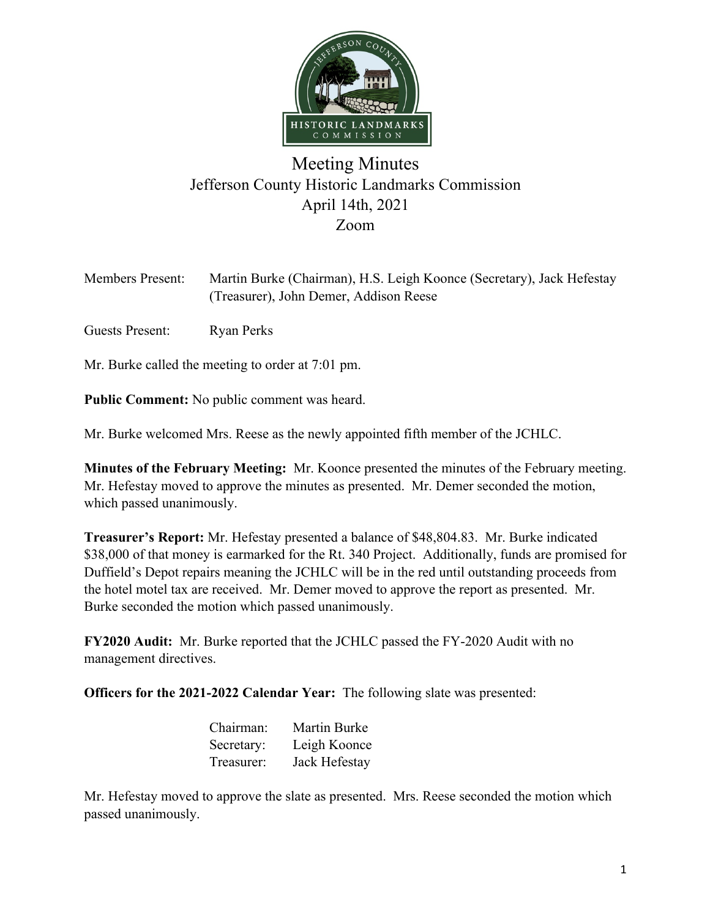# Meeting Minutes

## Jefferson County Historic Landmarks Commission

April 14th, 2021

Zoom

| | |
|---|---|
| Members Present: | Martin Burke (Chairman), H.S. Leigh Koonce (Secretary), Jack Hefestay (Treasurer), John Demer, Addison Reese |
| Guests Present: | Ryan Perks |

Mr. Burke called the meeting to order at 7:01 pm.

**Public Comment:** No public comment was heard.

Mr. Burke welcomed Mrs. Reese as the newly appointed fifth member of the JCHLC.

**Minutes of the February Meeting:** Mr. Koonce presented the minutes of the February meeting. Mr. Hefestay moved to approve the minutes as presented. Mr. Demer seconded the motion, which passed unanimously.

**Treasurer's Report:** Mr. Hefestay presented a balance of $48,804.83. Mr. Burke indicated $38,000 of that money is earmarked for the Rt. 340 Project. Additionally, funds are promised for Duffield's Depot repairs meaning the JCHLC will be in the red until outstanding proceeds from the hotel motel tax are received. Mr. Demer moved to approve the report as presented. Mr. Burke seconded the motion which passed unanimously.

**FY2020 Audit:** Mr. Burke reported that the JCHLC passed the FY-2020 Audit with no management directives.

**Officers for the 2021-2022 Calendar Year:** The following slate was presented:

| | |
|---|---|
| Chairman: | Martin Burke |
| Secretary: | Leigh Koonce |
| Treasurer: | Jack Hefestay |

Mr. Hefestay moved to approve the slate as presented. Mrs. Reese seconded the motion which passed unanimously.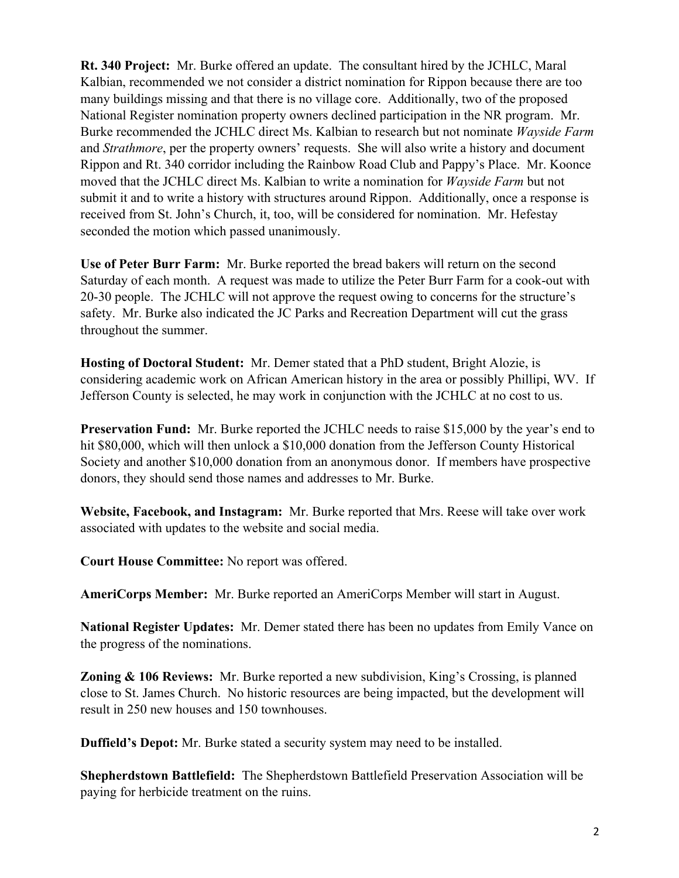**Rt. 340 Project:** Mr. Burke offered an update. The consultant hired by the JCHLC, Maral Kalbian, recommended we not consider a district nomination for Rippon because there are too many buildings missing and that there is no village core. Additionally, two of the proposed National Register nomination property owners declined participation in the NR program. Mr. Burke recommended the JCHLC direct Ms. Kalbian to research but not nominate *Wayside Farm* and *Strathmore*, per the property owners' requests. She will also write a history and document Rippon and Rt. 340 corridor including the Rainbow Road Club and Pappy's Place. Mr. Koonce moved that the JCHLC direct Ms. Kalbian to write a nomination for *Wayside Farm* but not submit it and to write a history with structures around Rippon. Additionally, once a response is received from St. John's Church, it, too, will be considered for nomination. Mr. Hefestay seconded the motion which passed unanimously.

**Use of Peter Burr Farm:** Mr. Burke reported the bread bakers will return on the second Saturday of each month. A request was made to utilize the Peter Burr Farm for a cook-out with 20-30 people. The JCHLC will not approve the request owing to concerns for the structure's safety. Mr. Burke also indicated the JC Parks and Recreation Department will cut the grass throughout the summer.

**Hosting of Doctoral Student:** Mr. Demer stated that a PhD student, Bright Alozie, is considering academic work on African American history in the area or possibly Phillipi, WV. If Jefferson County is selected, he may work in conjunction with the JCHLC at no cost to us.

**Preservation Fund:** Mr. Burke reported the JCHLC needs to raise $15,000 by the year's end to hit $80,000, which will then unlock a $10,000 donation from the Jefferson County Historical Society and another $10,000 donation from an anonymous donor. If members have prospective donors, they should send those names and addresses to Mr. Burke.

**Website, Facebook, and Instagram:** Mr. Burke reported that Mrs. Reese will take over work associated with updates to the website and social media.

**Court House Committee:** No report was offered.

**AmeriCorps Member:** Mr. Burke reported an AmeriCorps Member will start in August.

**National Register Updates:** Mr. Demer stated there has been no updates from Emily Vance on the progress of the nominations.

**Zoning & 106 Reviews:** Mr. Burke reported a new subdivision, King's Crossing, is planned close to St. James Church. No historic resources are being impacted, but the development will result in 250 new houses and 150 townhouses.

**Duffield's Depot:** Mr. Burke stated a security system may need to be installed.

**Shepherdstown Battlefield:** The Shepherdstown Battlefield Preservation Association will be paying for herbicide treatment on the ruins.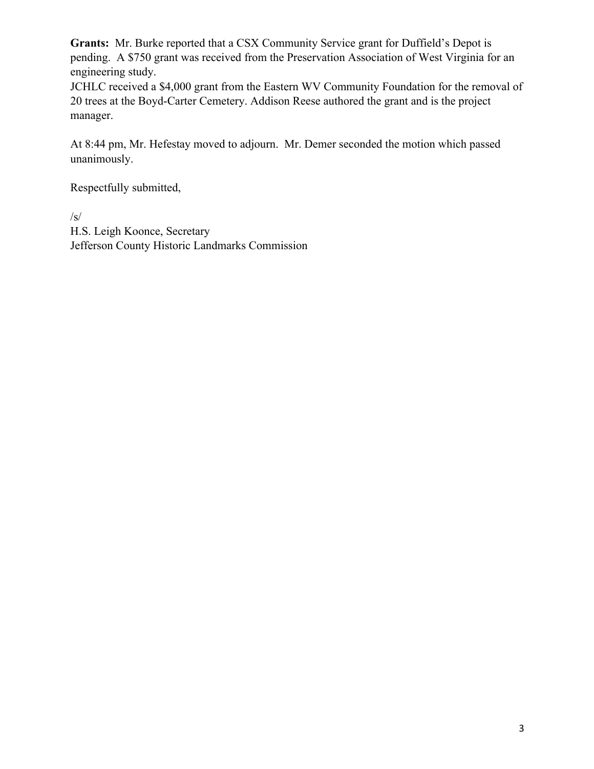**Grants:** Mr. Burke reported that a CSX Community Service grant for Duffield's Depot is pending. A $750 grant was received from the Preservation Association of West Virginia for an engineering study.
JCHLC received a $4,000 grant from the Eastern WV Community Foundation for the removal of 20 trees at the Boyd-Carter Cemetery. Addison Reese authored the grant and is the project manager.

At 8:44 pm, Mr. Hefestay moved to adjourn. Mr. Demer seconded the motion which passed unanimously.

Respectfully submitted,

/s/
H.S. Leigh Koonce, Secretary
Jefferson County Historic Landmarks Commission